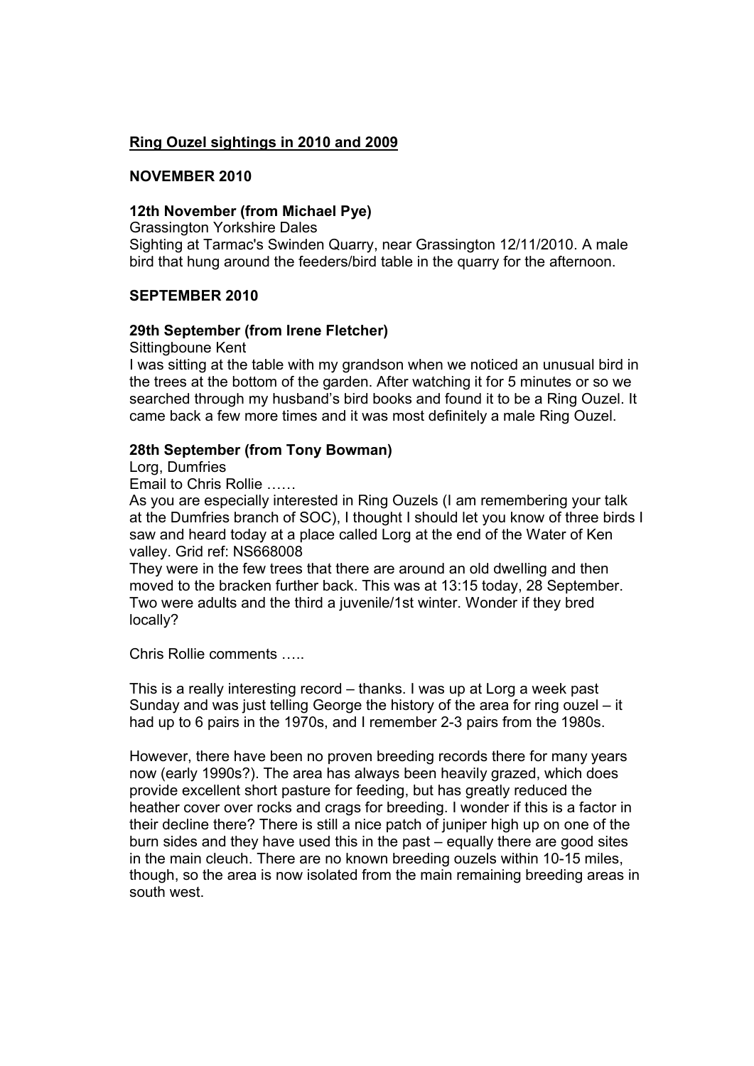# Ring Ouzel sightings in 2010 and 2009

## NOVEMBER 2010

### 12th November (from Michael Pye)

Grassington Yorkshire Dales
Sighting at Tarmac's Swinden Quarry, near Grassington 12/11/2010. A male bird that hung around the feeders/bird table in the quarry for the afternoon.

## SEPTEMBER 2010

### 29th September (from Irene Fletcher)

Sittingboune Kent
I was sitting at the table with my grandson when we noticed an unusual bird in the trees at the bottom of the garden. After watching it for 5 minutes or so we searched through my husband's bird books and found it to be a Ring Ouzel. It came back a few more times and it was most definitely a male Ring Ouzel.

### 28th September (from Tony Bowman)

Lorg, Dumfries
Email to Chris Rollie ……
As you are especially interested in Ring Ouzels (I am remembering your talk at the Dumfries branch of SOC), I thought I should let you know of three birds I saw and heard today at a place called Lorg at the end of the Water of Ken valley. Grid ref: NS668008
They were in the few trees that there are around an old dwelling and then moved to the bracken further back. This was at 13:15 today, 28 September. Two were adults and the third a juvenile/1st winter. Wonder if they bred locally?

Chris Rollie comments …..

This is a really interesting record – thanks. I was up at Lorg a week past Sunday and was just telling George the history of the area for ring ouzel – it had up to 6 pairs in the 1970s, and I remember 2-3 pairs from the 1980s.

However, there have been no proven breeding records there for many years now (early 1990s?). The area has always been heavily grazed, which does provide excellent short pasture for feeding, but has greatly reduced the heather cover over rocks and crags for breeding. I wonder if this is a factor in their decline there? There is still a nice patch of juniper high up on one of the burn sides and they have used this in the past – equally there are good sites in the main cleuch. There are no known breeding ouzels within 10-15 miles, though, so the area is now isolated from the main remaining breeding areas in south west.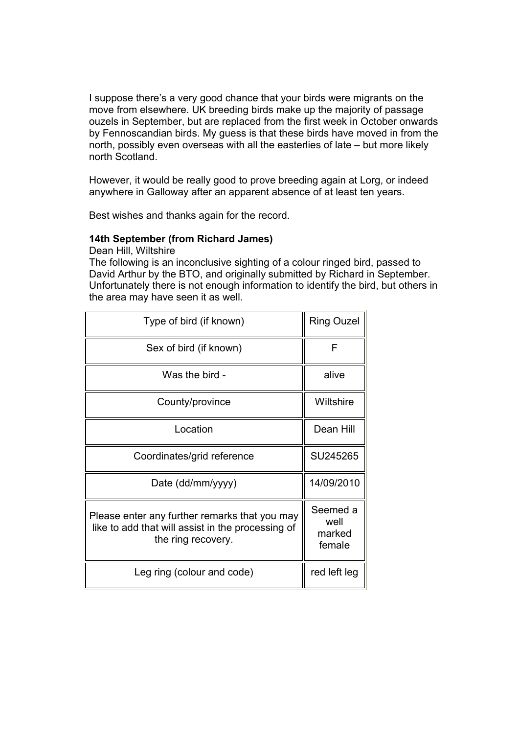I suppose there's a very good chance that your birds were migrants on the move from elsewhere. UK breeding birds make up the majority of passage ouzels in September, but are replaced from the first week in October onwards by Fennoscandian birds. My guess is that these birds have moved in from the north, possibly even overseas with all the easterlies of late – but more likely north Scotland.

However, it would be really good to prove breeding again at Lorg, or indeed anywhere in Galloway after an apparent absence of at least ten years.

Best wishes and thanks again for the record.

**14th September (from Richard James)**

Dean Hill, Wiltshire

The following is an inconclusive sighting of a colour ringed bird, passed to David Arthur by the BTO, and originally submitted by Richard in September. Unfortunately there is not enough information to identify the bird, but others in the area may have seen it as well.

| Type of bird (if known) | Ring Ouzel |
|---|---|
| Sex of bird (if known) | F |
| Was the bird - | alive |
| County/province | Wiltshire |
| Location | Dean Hill |
| Coordinates/grid reference | SU245265 |
| Date (dd/mm/yyyy) | 14/09/2010 |
| Please enter any further remarks that you may like to add that will assist in the processing of the ring recovery. | Seemed a well marked female |
| Leg ring (colour and code) | red left leg |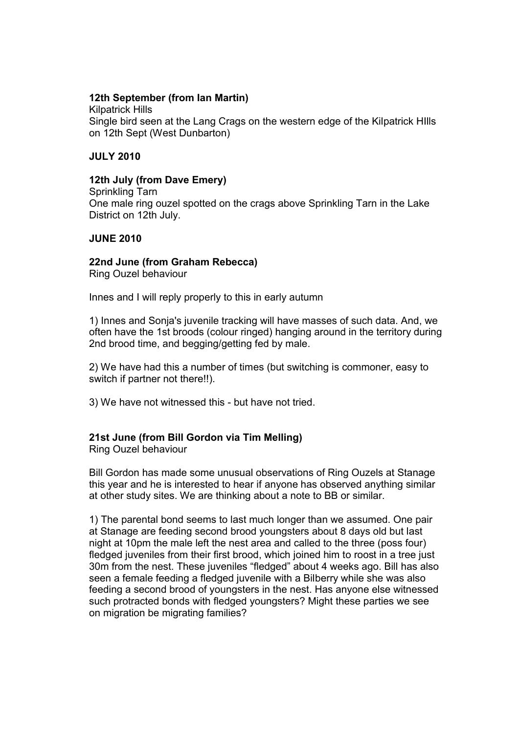**12th September (from Ian Martin)**

Kilpatrick Hills

Single bird seen at the Lang Crags on the western edge of the Kilpatrick HIlls on 12th Sept (West Dunbarton)

**JULY 2010**

**12th July (from Dave Emery)**

Sprinkling Tarn

One male ring ouzel spotted on the crags above Sprinkling Tarn in the Lake District on 12th July.

**JUNE 2010**

**22nd June (from Graham Rebecca)**

Ring Ouzel behaviour

Innes and I will reply properly to this in early autumn

1) Innes and Sonja's juvenile tracking will have masses of such data. And, we often have the 1st broods (colour ringed) hanging around in the territory during 2nd brood time, and begging/getting fed by male.

2) We have had this a number of times (but switching is commoner, easy to switch if partner not there!!).

3) We have not witnessed this - but have not tried.

**21st June (from Bill Gordon via Tim Melling)**

Ring Ouzel behaviour

Bill Gordon has made some unusual observations of Ring Ouzels at Stanage this year and he is interested to hear if anyone has observed anything similar at other study sites. We are thinking about a note to BB or similar.

1) The parental bond seems to last much longer than we assumed. One pair at Stanage are feeding second brood youngsters about 8 days old but last night at 10pm the male left the nest area and called to the three (poss four) fledged juveniles from their first brood, which joined him to roost in a tree just 30m from the nest. These juveniles “fledged” about 4 weeks ago. Bill has also seen a female feeding a fledged juvenile with a Bilberry while she was also feeding a second brood of youngsters in the nest. Has anyone else witnessed such protracted bonds with fledged youngsters? Might these parties we see on migration be migrating families?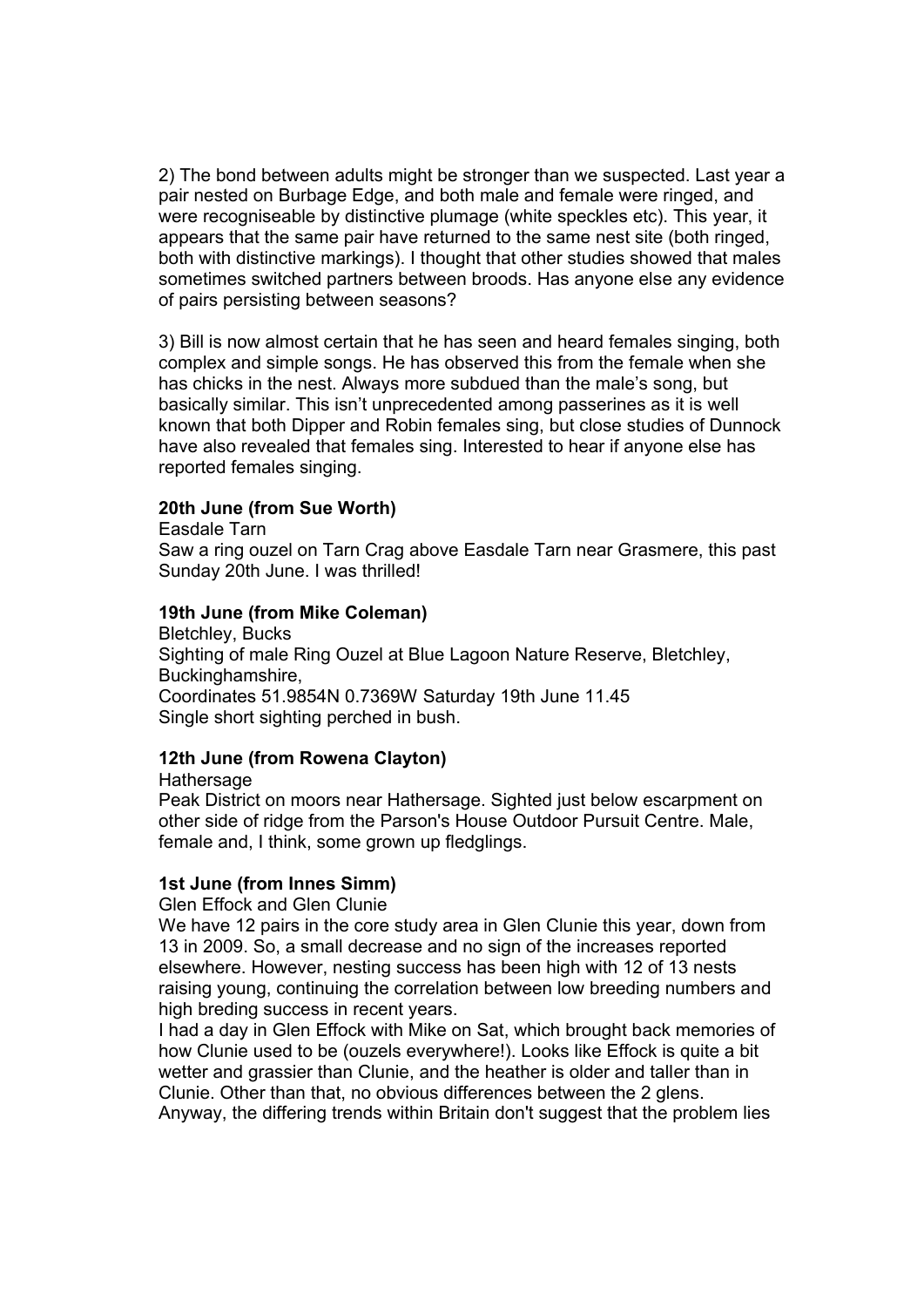2) The bond between adults might be stronger than we suspected. Last year a pair nested on Burbage Edge, and both male and female were ringed, and were recogniseable by distinctive plumage (white speckles etc). This year, it appears that the same pair have returned to the same nest site (both ringed, both with distinctive markings). I thought that other studies showed that males sometimes switched partners between broods. Has anyone else any evidence of pairs persisting between seasons?

3) Bill is now almost certain that he has seen and heard females singing, both complex and simple songs. He has observed this from the female when she has chicks in the nest. Always more subdued than the male's song, but basically similar. This isn't unprecedented among passerines as it is well known that both Dipper and Robin females sing, but close studies of Dunnock have also revealed that females sing. Interested to hear if anyone else has reported females singing.

**20th June (from Sue Worth)**

Easdale Tarn

Saw a ring ouzel on Tarn Crag above Easdale Tarn near Grasmere, this past Sunday 20th June. I was thrilled!

**19th June (from Mike Coleman)**

Bletchley, Bucks

Sighting of male Ring Ouzel at Blue Lagoon Nature Reserve, Bletchley, Buckinghamshire,

Coordinates 51.9854N 0.7369W Saturday 19th June 11.45

Single short sighting perched in bush.

**12th June (from Rowena Clayton)**

Hathersage

Peak District on moors near Hathersage. Sighted just below escarpment on other side of ridge from the Parson's House Outdoor Pursuit Centre. Male, female and, I think, some grown up fledglings.

**1st June (from Innes Simm)**

Glen Effock and Glen Clunie

We have 12 pairs in the core study area in Glen Clunie this year, down from 13 in 2009. So, a small decrease and no sign of the increases reported elsewhere. However, nesting success has been high with 12 of 13 nests raising young, continuing the correlation between low breeding numbers and high breding success in recent years.

I had a day in Glen Effock with Mike on Sat, which brought back memories of how Clunie used to be (ouzels everywhere!). Looks like Effock is quite a bit wetter and grassier than Clunie, and the heather is older and taller than in Clunie. Other than that, no obvious differences between the 2 glens.

Anyway, the differing trends within Britain don't suggest that the problem lies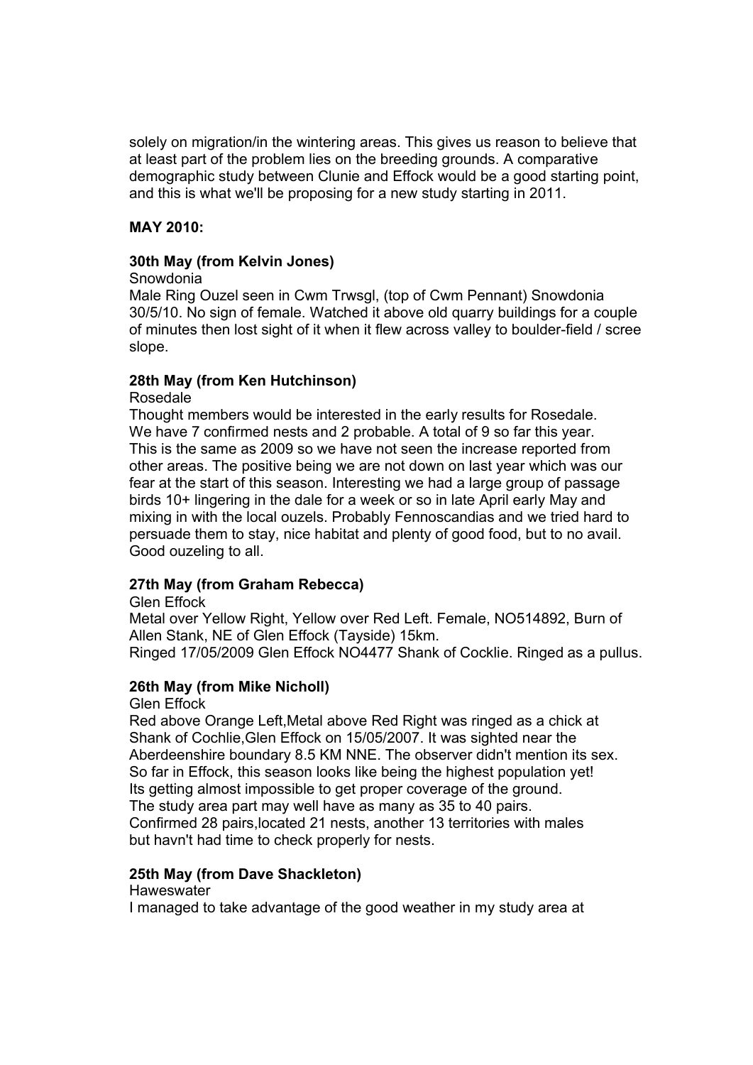solely on migration/in the wintering areas. This gives us reason to believe that at least part of the problem lies on the breeding grounds. A comparative demographic study between Clunie and Effock would be a good starting point, and this is what we'll be proposing for a new study starting in 2011.

**MAY 2010:**

**30th May (from Kelvin Jones)**

Snowdonia

Male Ring Ouzel seen in Cwm Trwsgl, (top of Cwm Pennant) Snowdonia 30/5/10. No sign of female. Watched it above old quarry buildings for a couple of minutes then lost sight of it when it flew across valley to boulder-field / scree slope.

**28th May (from Ken Hutchinson)**

Rosedale

Thought members would be interested in the early results for Rosedale. We have 7 confirmed nests and 2 probable. A total of 9 so far this year. This is the same as 2009 so we have not seen the increase reported from other areas. The positive being we are not down on last year which was our fear at the start of this season. Interesting we had a large group of passage birds 10+ lingering in the dale for a week or so in late April early May and mixing in with the local ouzels. Probably Fennoscandias and we tried hard to persuade them to stay, nice habitat and plenty of good food, but to no avail. Good ouzeling to all.

**27th May (from Graham Rebecca)**

Glen Effock

Metal over Yellow Right, Yellow over Red Left. Female, NO514892, Burn of Allen Stank, NE of Glen Effock (Tayside) 15km.

Ringed 17/05/2009 Glen Effock NO4477 Shank of Cocklie. Ringed as a pullus.

**26th May (from Mike Nicholl)**

Glen Effock

Red above Orange Left,Metal above Red Right was ringed as a chick at Shank of Cochlie,Glen Effock on 15/05/2007. It was sighted near the Aberdeenshire boundary 8.5 KM NNE. The observer didn't mention its sex. So far in Effock, this season looks like being the highest population yet! Its getting almost impossible to get proper coverage of the ground. The study area part may well have as many as 35 to 40 pairs. Confirmed 28 pairs,located 21 nests, another 13 territories with males but havn't had time to check properly for nests.

**25th May (from Dave Shackleton)**

Haweswater

I managed to take advantage of the good weather in my study area at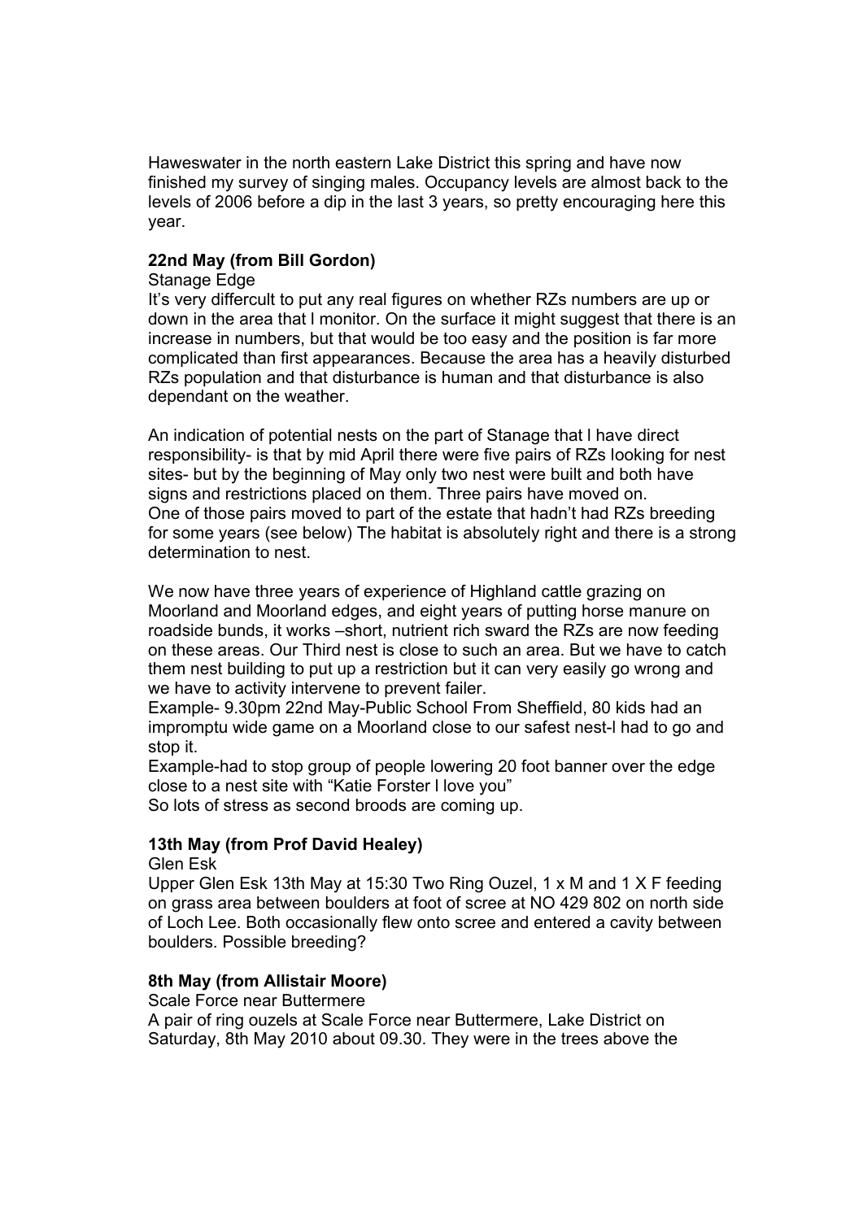Haweswater in the north eastern Lake District this spring and have now finished my survey of singing males. Occupancy levels are almost back to the levels of 2006 before a dip in the last 3 years, so pretty encouraging here this year.

**22nd May (from Bill Gordon)**

Stanage Edge

It's very differcult to put any real figures on whether RZs numbers are up or down in the area that I monitor. On the surface it might suggest that there is an increase in numbers, but that would be too easy and the position is far more complicated than first appearances. Because the area has a heavily disturbed RZs population and that disturbance is human and that disturbance is also dependant on the weather.

An indication of potential nests on the part of Stanage that I have direct responsibility- is that by mid April there were five pairs of RZs looking for nest sites- but by the beginning of May only two nest were built and both have signs and restrictions placed on them. Three pairs have moved on. One of those pairs moved to part of the estate that hadn't had RZs breeding for some years (see below) The habitat is absolutely right and there is a strong determination to nest.

We now have three years of experience of Highland cattle grazing on Moorland and Moorland edges, and eight years of putting horse manure on roadside bunds, it works –short, nutrient rich sward the RZs are now feeding on these areas. Our Third nest is close to such an area. But we have to catch them nest building to put up a restriction but it can very easily go wrong and we have to activity intervene to prevent failer.

Example- 9.30pm 22nd May-Public School From Sheffield, 80 kids had an impromptu wide game on a Moorland close to our safest nest-I had to go and stop it.

Example-had to stop group of people lowering 20 foot banner over the edge close to a nest site with "Katie Forster I love you"

So lots of stress as second broods are coming up.

**13th May (from Prof David Healey)**

Glen Esk

Upper Glen Esk 13th May at 15:30 Two Ring Ouzel, 1 x M and 1 X F feeding on grass area between boulders at foot of scree at NO 429 802 on north side of Loch Lee. Both occasionally flew onto scree and entered a cavity between boulders. Possible breeding?

**8th May (from Allistair Moore)**

Scale Force near Buttermere

A pair of ring ouzels at Scale Force near Buttermere, Lake District on Saturday, 8th May 2010 about 09.30. They were in the trees above the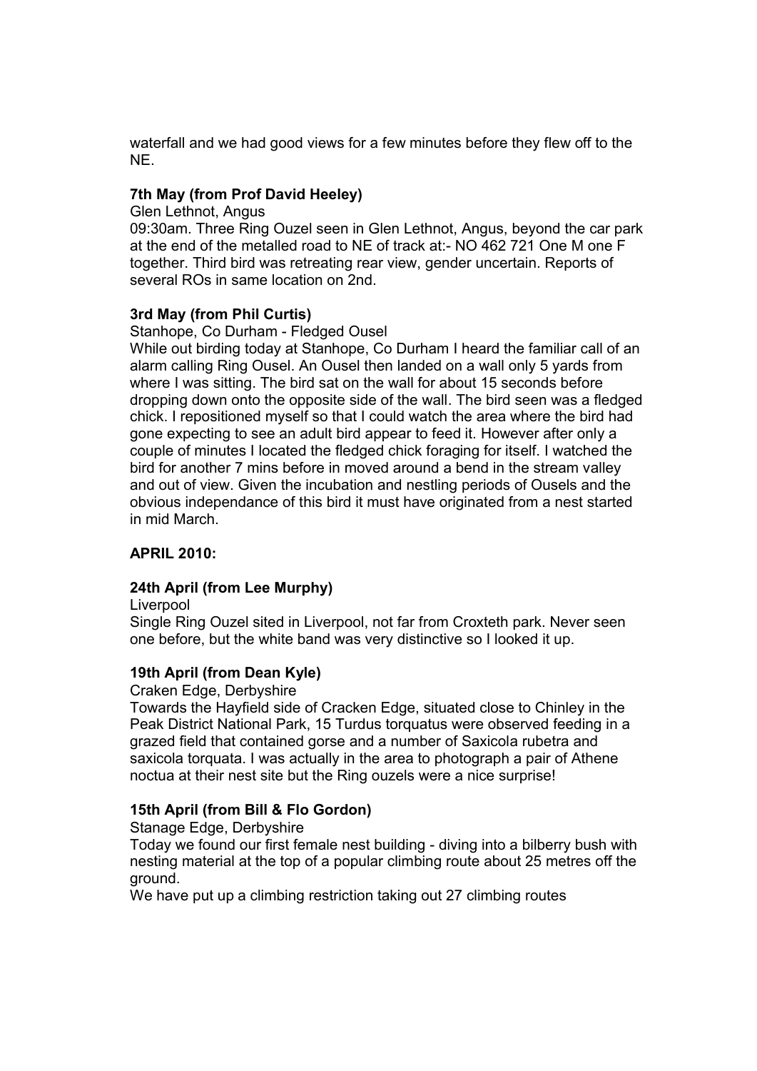waterfall and we had good views for a few minutes before they flew off to the NE.

**7th May (from Prof David Heeley)**

Glen Lethnot, Angus

09:30am. Three Ring Ouzel seen in Glen Lethnot, Angus, beyond the car park at the end of the metalled road to NE of track at:- NO 462 721 One M one F together. Third bird was retreating rear view, gender uncertain. Reports of several ROs in same location on 2nd.

**3rd May (from Phil Curtis)**

Stanhope, Co Durham - Fledged Ousel

While out birding today at Stanhope, Co Durham I heard the familiar call of an alarm calling Ring Ousel. An Ousel then landed on a wall only 5 yards from where I was sitting. The bird sat on the wall for about 15 seconds before dropping down onto the opposite side of the wall. The bird seen was a fledged chick. I repositioned myself so that I could watch the area where the bird had gone expecting to see an adult bird appear to feed it. However after only a couple of minutes I located the fledged chick foraging for itself. I watched the bird for another 7 mins before in moved around a bend in the stream valley and out of view. Given the incubation and nestling periods of Ousels and the obvious independance of this bird it must have originated from a nest started in mid March.

**APRIL 2010:**

**24th April (from Lee Murphy)**

Liverpool

Single Ring Ouzel sited in Liverpool, not far from Croxteth park. Never seen one before, but the white band was very distinctive so I looked it up.

**19th April (from Dean Kyle)**

Craken Edge, Derbyshire

Towards the Hayfield side of Cracken Edge, situated close to Chinley in the Peak District National Park, 15 Turdus torquatus were observed feeding in a grazed field that contained gorse and a number of Saxicola rubetra and saxicola torquata. I was actually in the area to photograph a pair of Athene noctua at their nest site but the Ring ouzels were a nice surprise!

**15th April (from Bill & Flo Gordon)**

Stanage Edge, Derbyshire

Today we found our first female nest building - diving into a bilberry bush with nesting material at the top of a popular climbing route about 25 metres off the ground.

We have put up a climbing restriction taking out 27 climbing routes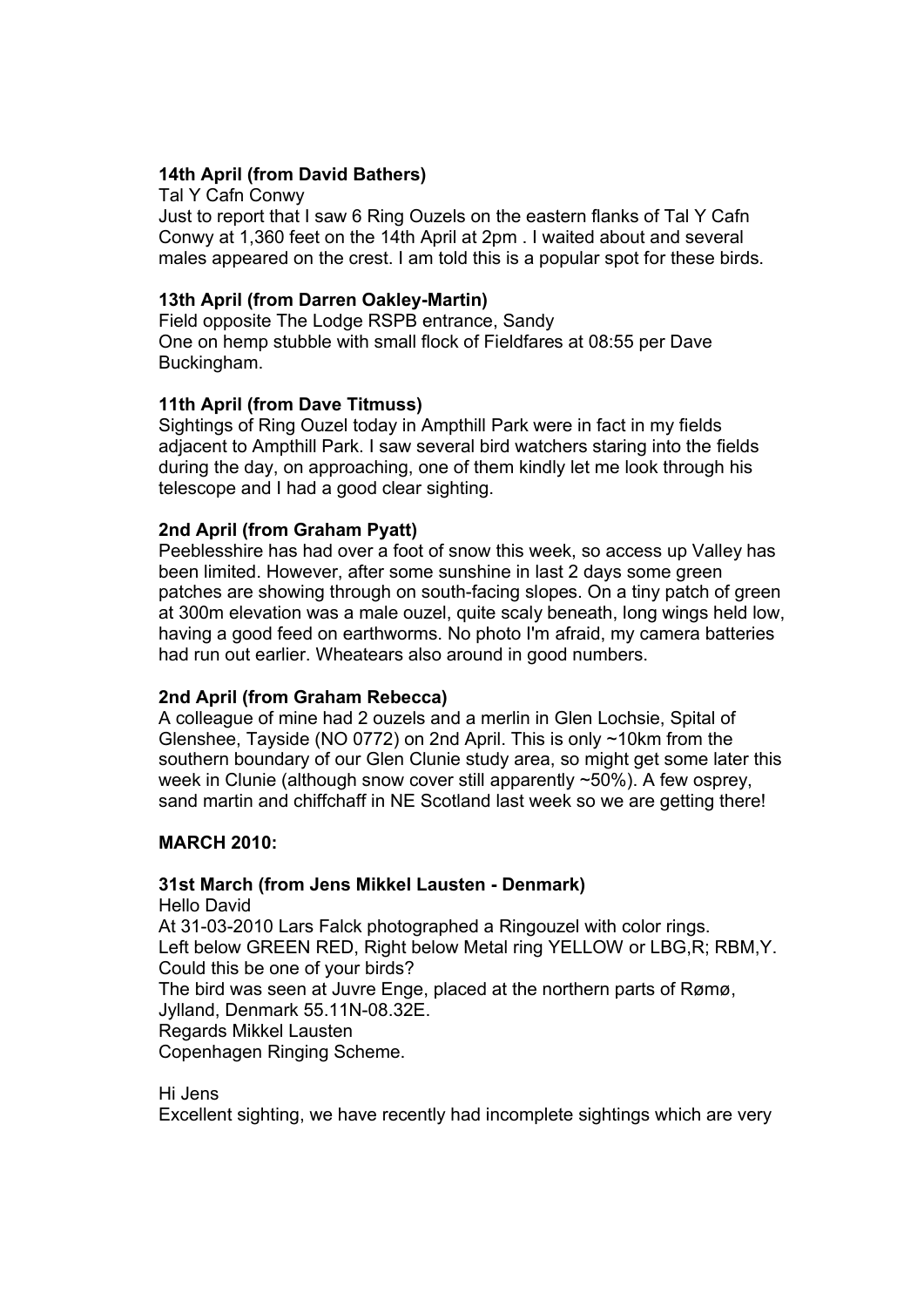**14th April (from David Bathers)**

Tal Y Cafn Conwy
Just to report that I saw 6 Ring Ouzels on the eastern flanks of Tal Y Cafn Conwy at 1,360 feet on the 14th April at 2pm . I waited about and several males appeared on the crest. I am told this is a popular spot for these birds.

**13th April (from Darren Oakley-Martin)**

Field opposite The Lodge RSPB entrance, Sandy
One on hemp stubble with small flock of Fieldfares at 08:55 per Dave Buckingham.

**11th April (from Dave Titmuss)**

Sightings of Ring Ouzel today in Ampthill Park were in fact in my fields adjacent to Ampthill Park. I saw several bird watchers staring into the fields during the day, on approaching, one of them kindly let me look through his telescope and I had a good clear sighting.

**2nd April (from Graham Pyatt)**

Peeblesshire has had over a foot of snow this week, so access up Valley has been limited. However, after some sunshine in last 2 days some green patches are showing through on south-facing slopes. On a tiny patch of green at 300m elevation was a male ouzel, quite scaly beneath, long wings held low, having a good feed on earthworms. No photo I'm afraid, my camera batteries had run out earlier. Wheatears also around in good numbers.

**2nd April (from Graham Rebecca)**

A colleague of mine had 2 ouzels and a merlin in Glen Lochsie, Spital of Glenshee, Tayside (NO 0772) on 2nd April. This is only ~10km from the southern boundary of our Glen Clunie study area, so might get some later this week in Clunie (although snow cover still apparently ~50%). A few osprey, sand martin and chiffchaff in NE Scotland last week so we are getting there!

**MARCH 2010:**

**31st March (from Jens Mikkel Lausten - Denmark)**

Hello David
At 31-03-2010 Lars Falck photographed a Ringouzel with color rings.
Left below GREEN RED, Right below Metal ring YELLOW or LBG,R; RBM,Y.
Could this be one of your birds?
The bird was seen at Juvre Enge, placed at the northern parts of Rømø, Jylland, Denmark 55.11N-08.32E.
Regards Mikkel Lausten
Copenhagen Ringing Scheme.

Hi Jens
Excellent sighting, we have recently had incomplete sightings which are very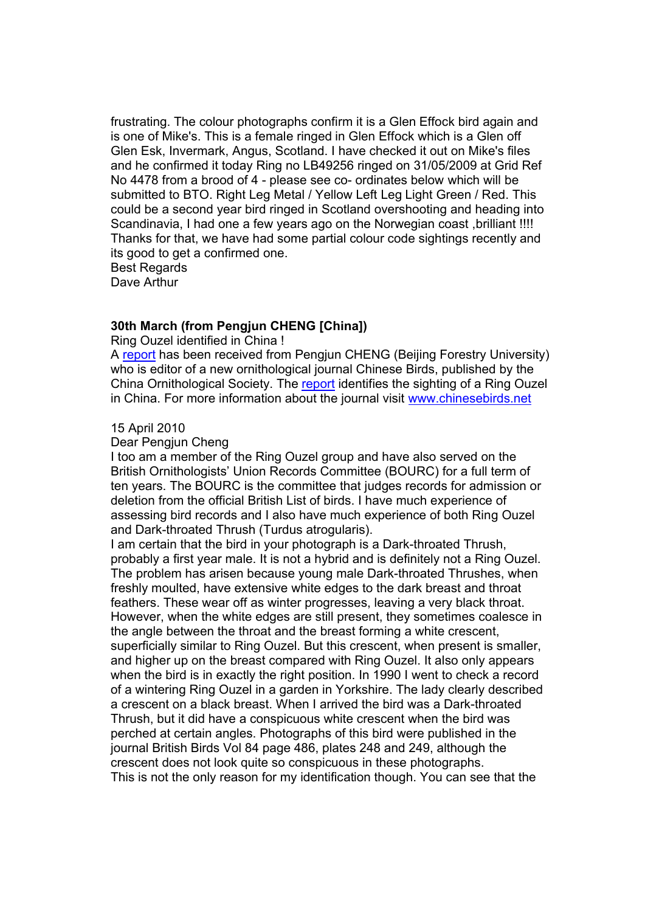frustrating. The colour photographs confirm it is a Glen Effock bird again and is one of Mike's. This is a female ringed in Glen Effock which is a Glen off Glen Esk, Invermark, Angus, Scotland. I have checked it out on Mike's files and he confirmed it today Ring no LB49256 ringed on 31/05/2009 at Grid Ref No 4478 from a brood of 4 - please see co- ordinates below which will be submitted to BTO. Right Leg Metal / Yellow Left Leg Light Green / Red. This could be a second year bird ringed in Scotland overshooting and heading into Scandinavia, I had one a few years ago on the Norwegian coast ,brilliant !!!!
Thanks for that, we have had some partial colour code sightings recently and its good to get a confirmed one.
Best Regards
Dave Arthur

**30th March (from Pengjun CHENG [China])**
Ring Ouzel identified in China !
A report has been received from Pengjun CHENG (Beijing Forestry University) who is editor of a new ornithological journal Chinese Birds, published by the China Ornithological Society. The report identifies the sighting of a Ring Ouzel in China. For more information about the journal visit www.chinesebirds.net

15 April 2010
Dear Pengjun Cheng
I too am a member of the Ring Ouzel group and have also served on the British Ornithologists' Union Records Committee (BOURC) for a full term of ten years. The BOURC is the committee that judges records for admission or deletion from the official British List of birds. I have much experience of assessing bird records and I also have much experience of both Ring Ouzel and Dark-throated Thrush (Turdus atrogularis).
I am certain that the bird in your photograph is a Dark-throated Thrush, probably a first year male. It is not a hybrid and is definitely not a Ring Ouzel. The problem has arisen because young male Dark-throated Thrushes, when freshly moulted, have extensive white edges to the dark breast and throat feathers. These wear off as winter progresses, leaving a very black throat. However, when the white edges are still present, they sometimes coalesce in the angle between the throat and the breast forming a white crescent, superficially similar to Ring Ouzel. But this crescent, when present is smaller, and higher up on the breast compared with Ring Ouzel. It also only appears when the bird is in exactly the right position. In 1990 I went to check a record of a wintering Ring Ouzel in a garden in Yorkshire. The lady clearly described a crescent on a black breast. When I arrived the bird was a Dark-throated Thrush, but it did have a conspicuous white crescent when the bird was perched at certain angles. Photographs of this bird were published in the journal British Birds Vol 84 page 486, plates 248 and 249, although the crescent does not look quite so conspicuous in these photographs.
This is not the only reason for my identification though. You can see that the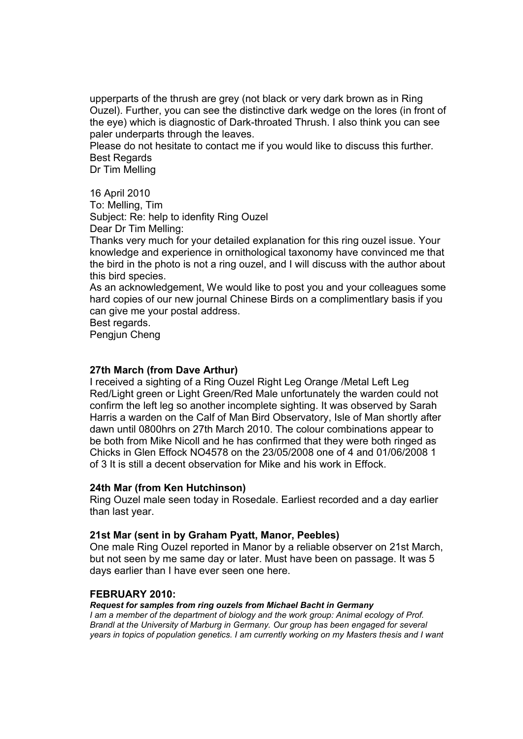upperparts of the thrush are grey (not black or very dark brown as in Ring Ouzel). Further, you can see the distinctive dark wedge on the lores (in front of the eye) which is diagnostic of Dark-throated Thrush. I also think you can see paler underparts through the leaves.
Please do not hesitate to contact me if you would like to discuss this further.
Best Regards
Dr Tim Melling

16 April 2010
To: Melling, Tim
Subject: Re: help to idenfity Ring Ouzel
Dear Dr Tim Melling:
Thanks very much for your detailed explanation for this ring ouzel issue. Your knowledge and experience in ornithological taxonomy have convinced me that the bird in the photo is not a ring ouzel, and I will discuss with the author about this bird species.
As an acknowledgement, We would like to post you and your colleagues some hard copies of our new journal Chinese Birds on a complimentlary basis if you can give me your postal address.
Best regards.
Pengjun Cheng

**27th March (from Dave Arthur)**

I received a sighting of a Ring Ouzel Right Leg Orange /Metal Left Leg Red/Light green or Light Green/Red Male unfortunately the warden could not confirm the left leg so another incomplete sighting. It was observed by Sarah Harris a warden on the Calf of Man Bird Observatory, Isle of Man shortly after dawn until 0800hrs on 27th March 2010. The colour combinations appear to be both from Mike Nicoll and he has confirmed that they were both ringed as Chicks in Glen Effock NO4578 on the 23/05/2008 one of 4 and 01/06/2008 1 of 3 It is still a decent observation for Mike and his work in Effock.

**24th Mar (from Ken Hutchinson)**

Ring Ouzel male seen today in Rosedale. Earliest recorded and a day earlier than last year.

**21st Mar (sent in by Graham Pyatt, Manor, Peebles)**

One male Ring Ouzel reported in Manor by a reliable observer on 21st March, but not seen by me same day or later. Must have been on passage. It was 5 days earlier than I have ever seen one here.

**FEBRUARY 2010:**

***Request for samples from ring ouzels from Michael Bacht in Germany***

*I am a member of the department of biology and the work group: Animal ecology of Prof. Brandl at the University of Marburg in Germany. Our group has been engaged for several years in topics of population genetics. I am currently working on my Masters thesis and I want*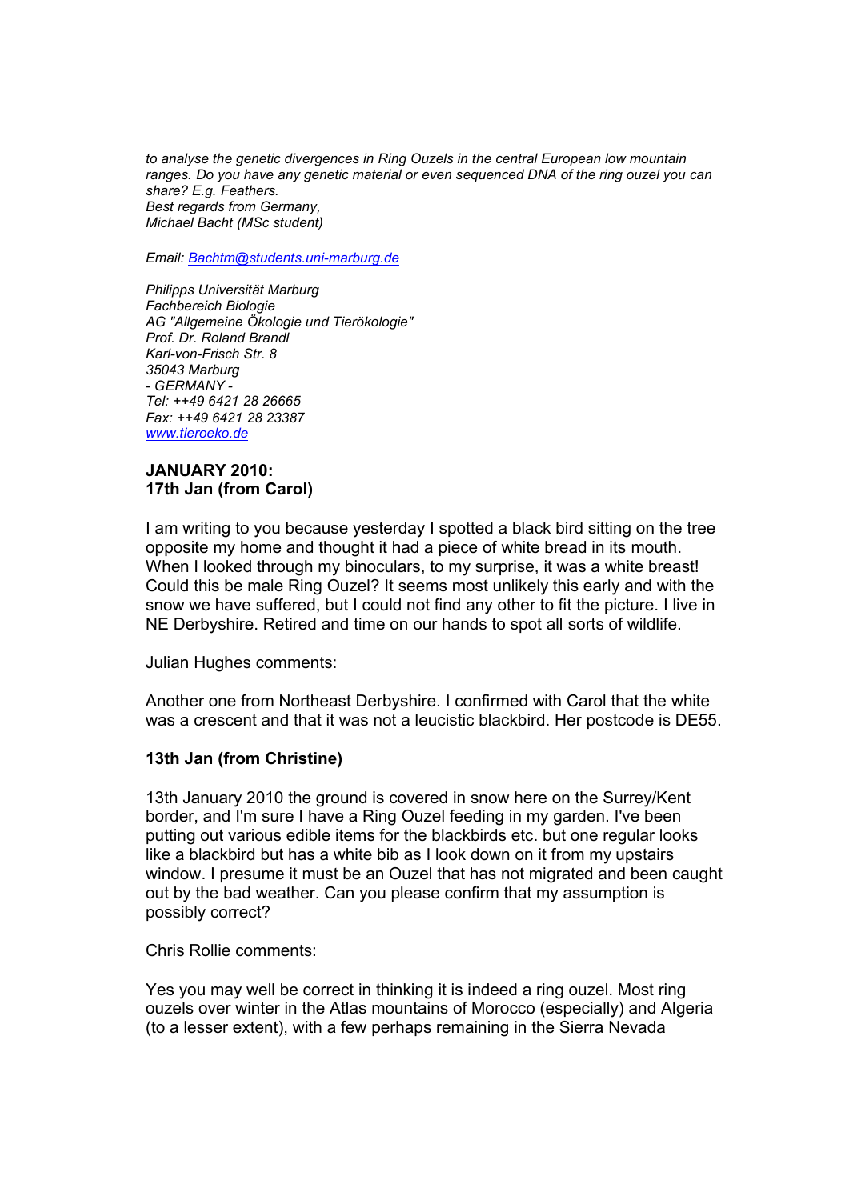*to analyse the genetic divergences in Ring Ouzels in the central European low mountain ranges. Do you have any genetic material or even sequenced DNA of the ring ouzel you can share? E.g. Feathers.*
*Best regards from Germany,*
*Michael Bacht (MSc student)*

*Email: [Bachtm@students.uni-marburg.de](mailto:Bachtm@students.uni-marburg.de)*

*Philipps Universität Marburg*
*Fachbereich Biologie*
*AG "Allgemeine Ökologie und Tierökologie"*
*Prof. Dr. Roland Brandl*
*Karl-von-Frisch Str. 8*
*35043 Marburg*
*- GERMANY -*
*Tel: ++49 6421 28 26665*
*Fax: ++49 6421 28 23387*
*[www.tieroeko.de](http://www.tieroeko.de)*

**JANUARY 2010:**
**17th Jan (from Carol)**

I am writing to you because yesterday I spotted a black bird sitting on the tree opposite my home and thought it had a piece of white bread in its mouth. When I looked through my binoculars, to my surprise, it was a white breast! Could this be male Ring Ouzel? It seems most unlikely this early and with the snow we have suffered, but I could not find any other to fit the picture. I live in NE Derbyshire. Retired and time on our hands to spot all sorts of wildlife.

Julian Hughes comments:

Another one from Northeast Derbyshire. I confirmed with Carol that the white was a crescent and that it was not a leucistic blackbird. Her postcode is DE55.

**13th Jan (from Christine)**

13th January 2010 the ground is covered in snow here on the Surrey/Kent border, and I'm sure I have a Ring Ouzel feeding in my garden. I've been putting out various edible items for the blackbirds etc. but one regular looks like a blackbird but has a white bib as I look down on it from my upstairs window. I presume it must be an Ouzel that has not migrated and been caught out by the bad weather. Can you please confirm that my assumption is possibly correct?

Chris Rollie comments:

Yes you may well be correct in thinking it is indeed a ring ouzel. Most ring ouzels over winter in the Atlas mountains of Morocco (especially) and Algeria (to a lesser extent), with a few perhaps remaining in the Sierra Nevada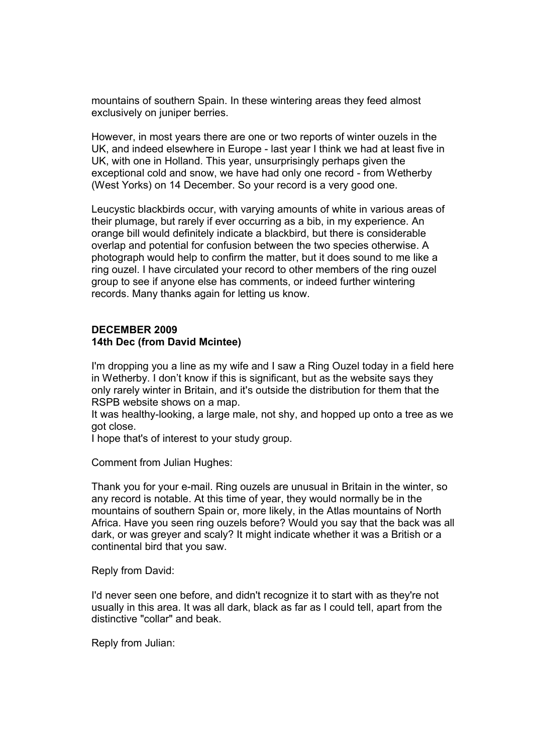mountains of southern Spain. In these wintering areas they feed almost exclusively on juniper berries.

However, in most years there are one or two reports of winter ouzels in the UK, and indeed elsewhere in Europe - last year I think we had at least five in UK, with one in Holland. This year, unsurprisingly perhaps given the exceptional cold and snow, we have had only one record - from Wetherby (West Yorks) on 14 December. So your record is a very good one.

Leucystic blackbirds occur, with varying amounts of white in various areas of their plumage, but rarely if ever occurring as a bib, in my experience. An orange bill would definitely indicate a blackbird, but there is considerable overlap and potential for confusion between the two species otherwise. A photograph would help to confirm the matter, but it does sound to me like a ring ouzel. I have circulated your record to other members of the ring ouzel group to see if anyone else has comments, or indeed further wintering records. Many thanks again for letting us know.

**DECEMBER 2009**
**14th Dec (from David Mcintee)**

I'm dropping you a line as my wife and I saw a Ring Ouzel today in a field here in Wetherby. I don't know if this is significant, but as the website says they only rarely winter in Britain, and it's outside the distribution for them that the RSPB website shows on a map.
It was healthy-looking, a large male, not shy, and hopped up onto a tree as we got close.
I hope that's of interest to your study group.

Comment from Julian Hughes:

Thank you for your e-mail. Ring ouzels are unusual in Britain in the winter, so any record is notable. At this time of year, they would normally be in the mountains of southern Spain or, more likely, in the Atlas mountains of North Africa. Have you seen ring ouzels before? Would you say that the back was all dark, or was greyer and scaly? It might indicate whether it was a British or a continental bird that you saw.

Reply from David:

I'd never seen one before, and didn't recognize it to start with as they're not usually in this area. It was all dark, black as far as I could tell, apart from the distinctive "collar" and beak.

Reply from Julian: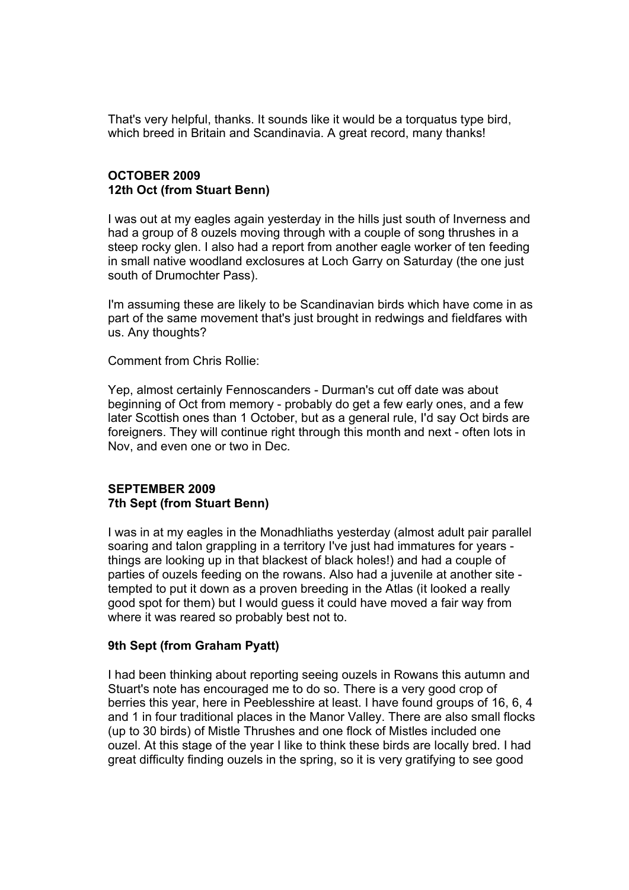That's very helpful, thanks. It sounds like it would be a torquatus type bird, which breed in Britain and Scandinavia. A great record, many thanks!

## OCTOBER 2009

### 12th Oct (from Stuart Benn)

I was out at my eagles again yesterday in the hills just south of Inverness and had a group of 8 ouzels moving through with a couple of song thrushes in a steep rocky glen. I also had a report from another eagle worker of ten feeding in small native woodland exclosures at Loch Garry on Saturday (the one just south of Drumochter Pass).

I'm assuming these are likely to be Scandinavian birds which have come in as part of the same movement that's just brought in redwings and fieldfares with us. Any thoughts?

Comment from Chris Rollie:

Yep, almost certainly Fennoscanders - Durman's cut off date was about beginning of Oct from memory - probably do get a few early ones, and a few later Scottish ones than 1 October, but as a general rule, I'd say Oct birds are foreigners. They will continue right through this month and next - often lots in Nov, and even one or two in Dec.

## SEPTEMBER 2009

### 7th Sept (from Stuart Benn)

I was in at my eagles in the Monadhliaths yesterday (almost adult pair parallel soaring and talon grappling in a territory I've just had immatures for years - things are looking up in that blackest of black holes!) and had a couple of parties of ouzels feeding on the rowans. Also had a juvenile at another site - tempted to put it down as a proven breeding in the Atlas (it looked a really good spot for them) but I would guess it could have moved a fair way from where it was reared so probably best not to.

### 9th Sept (from Graham Pyatt)

I had been thinking about reporting seeing ouzels in Rowans this autumn and Stuart's note has encouraged me to do so. There is a very good crop of berries this year, here in Peeblesshire at least. I have found groups of 16, 6, 4 and 1 in four traditional places in the Manor Valley. There are also small flocks (up to 30 birds) of Mistle Thrushes and one flock of Mistles included one ouzel. At this stage of the year I like to think these birds are locally bred. I had great difficulty finding ouzels in the spring, so it is very gratifying to see good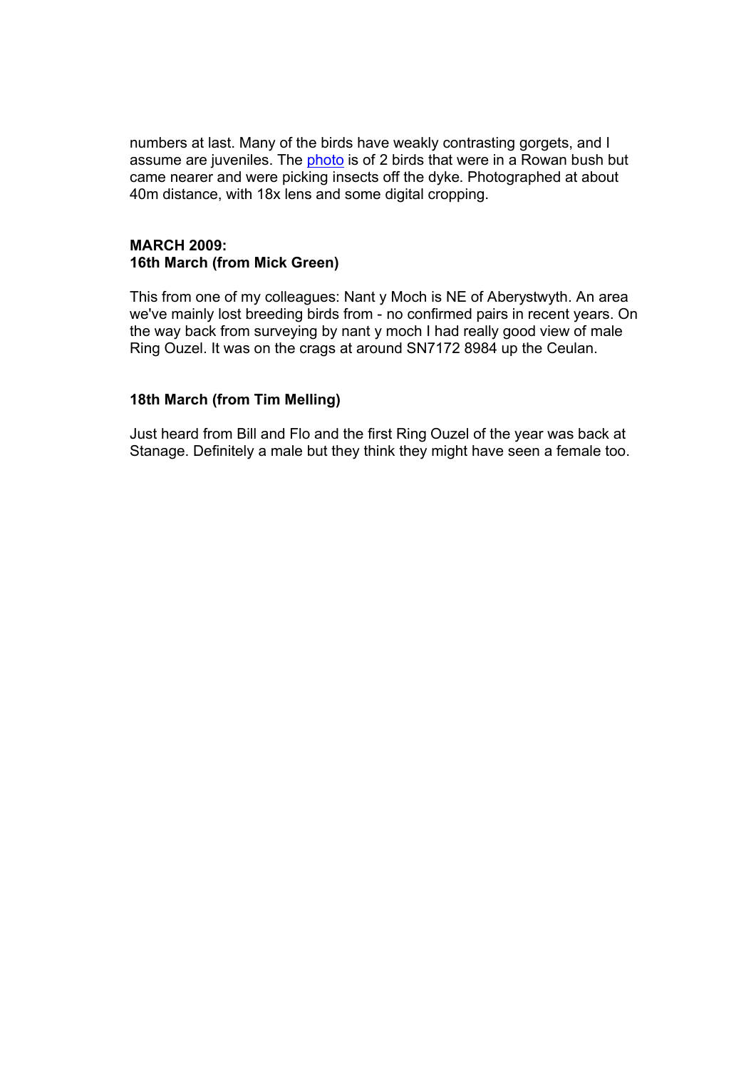numbers at last. Many of the birds have weakly contrasting gorgets, and I assume are juveniles. The photo is of 2 birds that were in a Rowan bush but came nearer and were picking insects off the dyke. Photographed at about 40m distance, with 18x lens and some digital cropping.

**MARCH 2009:**
**16th March (from Mick Green)**

This from one of my colleagues: Nant y Moch is NE of Aberystwyth. An area we've mainly lost breeding birds from - no confirmed pairs in recent years. On the way back from surveying by nant y moch I had really good view of male Ring Ouzel. It was on the crags at around SN7172 8984 up the Ceulan.

**18th March (from Tim Melling)**

Just heard from Bill and Flo and the first Ring Ouzel of the year was back at Stanage. Definitely a male but they think they might have seen a female too.